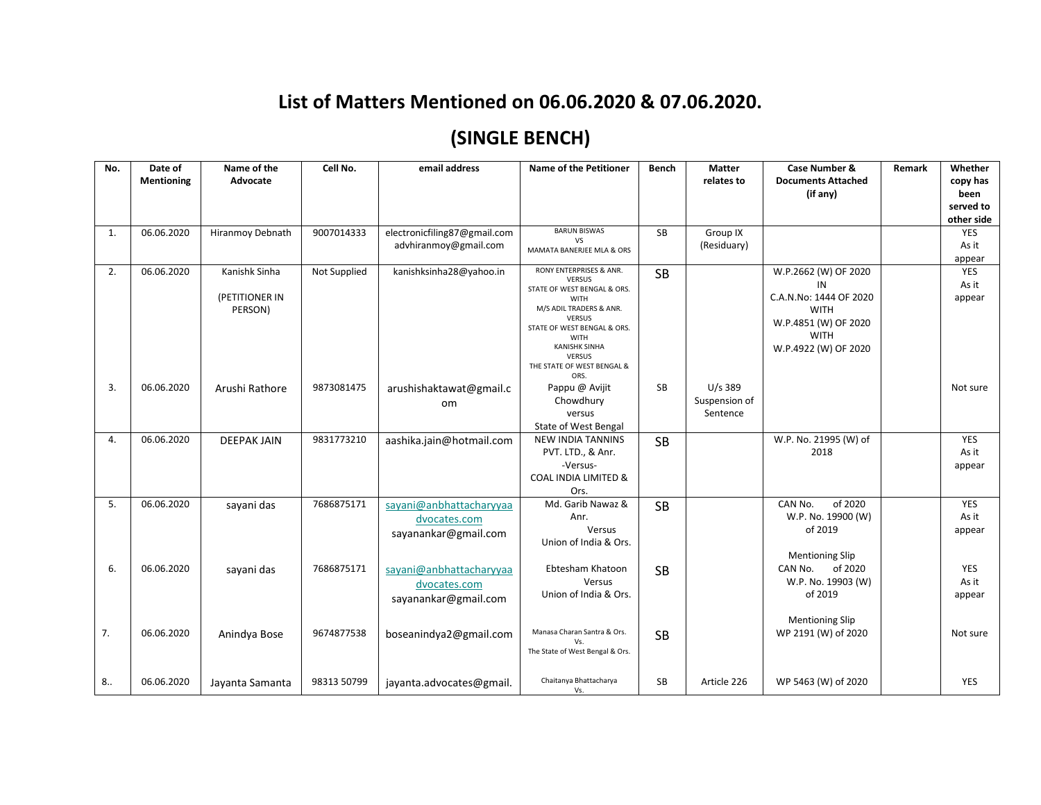# List of Matters Mentioned on 06.06.2020 & 07.06.2020.

## (SINGLE BENCH)

| No. | Date of Mentioning | Name of the Advocate | Cell No. | email address | Name of the Petitioner | Bench | Matter relates to | Case Number & Documents Attached (if any) | Remark | Whether copy has been served to other side |
|---|---|---|---|---|---|---|---|---|---|---|
| 1. | 06.06.2020 | Hiranmoy Debnath | 9007014333 | electronicfiling87@gmail.com advhiranmoy@gmail.com | BARUN BISWAS VS MAMATA BANERJEE MLA & ORS | SB | Group IX (Residuary) | | | YES As it appear |
| 2. | 06.06.2020 | Kanishk Sinha (PETITIONER IN PERSON) | Not Supplied | kanishksinha28@yahoo.in | RONY ENTERPRISES & ANR. VERSUS STATE OF WEST BENGAL & ORS. WITH M/S ADIL TRADERS & ANR. VERSUS STATE OF WEST BENGAL & ORS. WITH KANISHK SINHA VERSUS THE STATE OF WEST BENGAL & ORS. | SB | | W.P.2662 (W) OF 2020 IN C.A.N.No: 1444 OF 2020 WITH W.P.4851 (W) OF 2020 WITH W.P.4922 (W) OF 2020 | | YES As it appear |
| 3. | 06.06.2020 | Arushi Rathore | 9873081475 | arushishaktawat@gmail.com | Pappu @ Avijit Chowdhury versus State of West Bengal | SB | U/s 389 Suspension of Sentence | | | Not sure |
| 4. | 06.06.2020 | DEEPAK JAIN | 9831773210 | aashika.jain@hotmail.com | NEW INDIA TANNINS PVT. LTD., & Anr. -Versus- COAL INDIA LIMITED & Ors. | SB | | W.P. No. 21995 (W) of 2018 | | YES As it appear |
| 5. | 06.06.2020 | sayani das | 7686875171 | sayani@anbhattacharyyaadvocates.com sayanankar@gmail.com | Md. Garib Nawaz & Anr. Versus Union of India & Ors. | SB | | CAN No. of 2020 W.P. No. 19900 (W) of 2019 Mentioning Slip | | YES As it appear |
| 6. | 06.06.2020 | sayani das | 7686875171 | sayani@anbhattacharyyaadvocates.com sayanankar@gmail.com | Ebtesham Khatoon Versus Union of India & Ors. | SB | | CAN No. of 2020 W.P. No. 19903 (W) of 2019 Mentioning Slip | | YES As it appear |
| 7. | 06.06.2020 | Anindya Bose | 9674877538 | boseanindya2@gmail.com | Manasa Charan Santra & Ors. Vs. The State of West Bengal & Ors. | SB | | WP 2191 (W) of 2020 | | Not sure |
| 8.. | 06.06.2020 | Jayanta Samanta | 98313 50799 | jayanta.advocates@gmail. | Chaitanya Bhattacharya Vs. | SB | Article 226 | WP 5463 (W) of 2020 | | YES |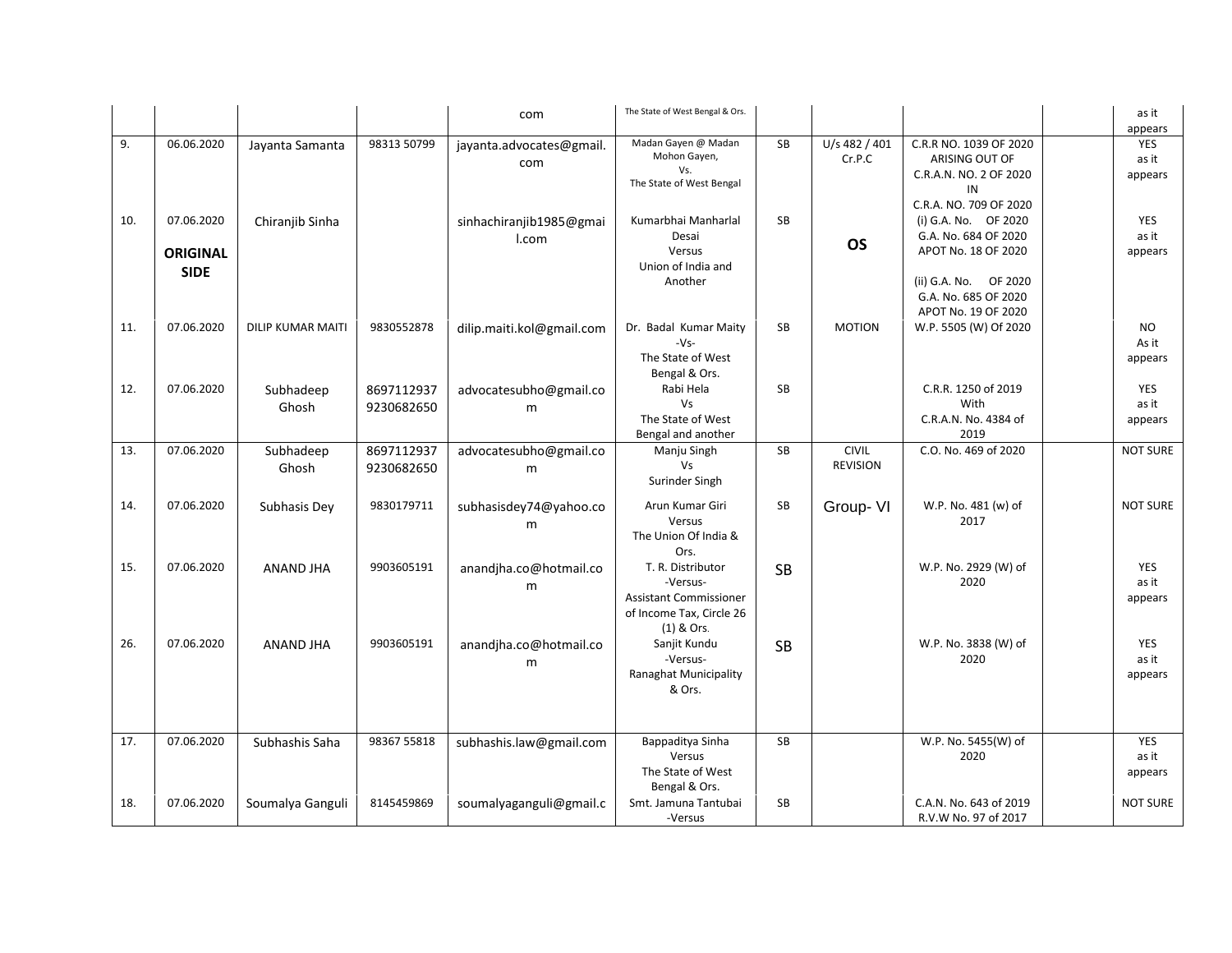| | | | | com | The State of West Bengal & Ors. | | | | | as it appears |
|---|---|---|---|---|---|---|---|---|---|---|
| 9. | 06.06.2020 | Jayanta Samanta | 98313 50799 | jayanta.advocates@gmail.com | Madan Gayen @ Madan Mohon Gayen, Vs. The State of West Bengal | SB | U/s 482 / 401 Cr.P.C | C.R.R NO. 1039 OF 2020 ARISING OUT OF C.R.A.N. NO. 2 OF 2020 IN C.R.A. NO. 709 OF 2020 | | YES as it appears |
| 10. | 07.06.2020 **ORIGINAL SIDE** | Chiranjib Sinha | | sinhachiranjib1985@gmail.com | Kumarbhai Manharlal Desai Versus Union of India and Another | SB | **OS** | (i) G.A. No. OF 2020 G.A. No. 684 OF 2020 APOT No. 18 OF 2020 (ii) G.A. No. OF 2020 G.A. No. 685 OF 2020 APOT No. 19 OF 2020 | | YES as it appears |
| 11. | 07.06.2020 | DILIP KUMAR MAITI | 9830552878 | dilip.maiti.kol@gmail.com | Dr. Badal Kumar Maity -Vs- The State of West Bengal & Ors. | SB | MOTION | W.P. 5505 (W) Of 2020 | | NO As it appears |
| 12. | 07.06.2020 | Subhadeep Ghosh | 8697112937 9230682650 | advocatesubho@gmail.com | Rabi Hela Vs The State of West Bengal and another | SB | | C.R.R. 1250 of 2019 With C.R.A.N. No. 4384 of 2019 | | YES as it appears |
| 13. | 07.06.2020 | Subhadeep Ghosh | 8697112937 9230682650 | advocatesubho@gmail.com | Manju Singh Vs Surinder Singh | SB | CIVIL REVISION | C.O. No. 469 of 2020 | | NOT SURE |
| 14. | 07.06.2020 | Subhasis Dey | 9830179711 | subhasisdey74@yahoo.com | Arun Kumar Giri Versus The Union Of India & Ors. | SB | Group- VI | W.P. No. 481 (w) of 2017 | | NOT SURE |
| 15. | 07.06.2020 | ANAND JHA | 9903605191 | anandjha.co@hotmail.com | T. R. Distributor -Versus- Assistant Commissioner of Income Tax, Circle 26 (1) & Ors. | SB | | W.P. No. 2929 (W) of 2020 | | YES as it appears |
| 26. | 07.06.2020 | ANAND JHA | 9903605191 | anandjha.co@hotmail.com | Sanjit Kundu -Versus- Ranaghat Municipality & Ors. | SB | | W.P. No. 3838 (W) of 2020 | | YES as it appears |
| 17. | 07.06.2020 | Subhashis Saha | 98367 55818 | subhashis.law@gmail.com | Bappaditya Sinha Versus The State of West Bengal & Ors. | SB | | W.P. No. 5455(W) of 2020 | | YES as it appears |
| 18. | 07.06.2020 | Soumalya Ganguli | 8145459869 | soumalyaganguli@gmail.c | Smt. Jamuna Tantubai -Versus | SB | | C.A.N. No. 643 of 2019 R.V.W No. 97 of 2017 | | NOT SURE |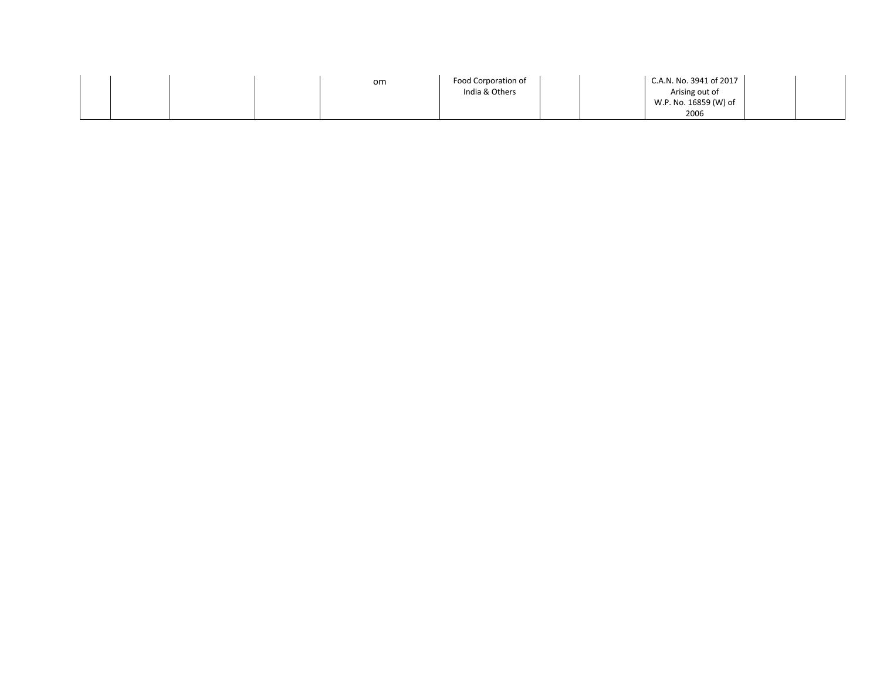| | | | | | | | | | | |
|---|---|---|---|---|---|---|---|---|---|---|
| | | | | om | Food Corporation of India & Others | | | C.A.N. No. 3941 of 2017 Arising out of W.P. No. 16859 (W) of 2006 | | |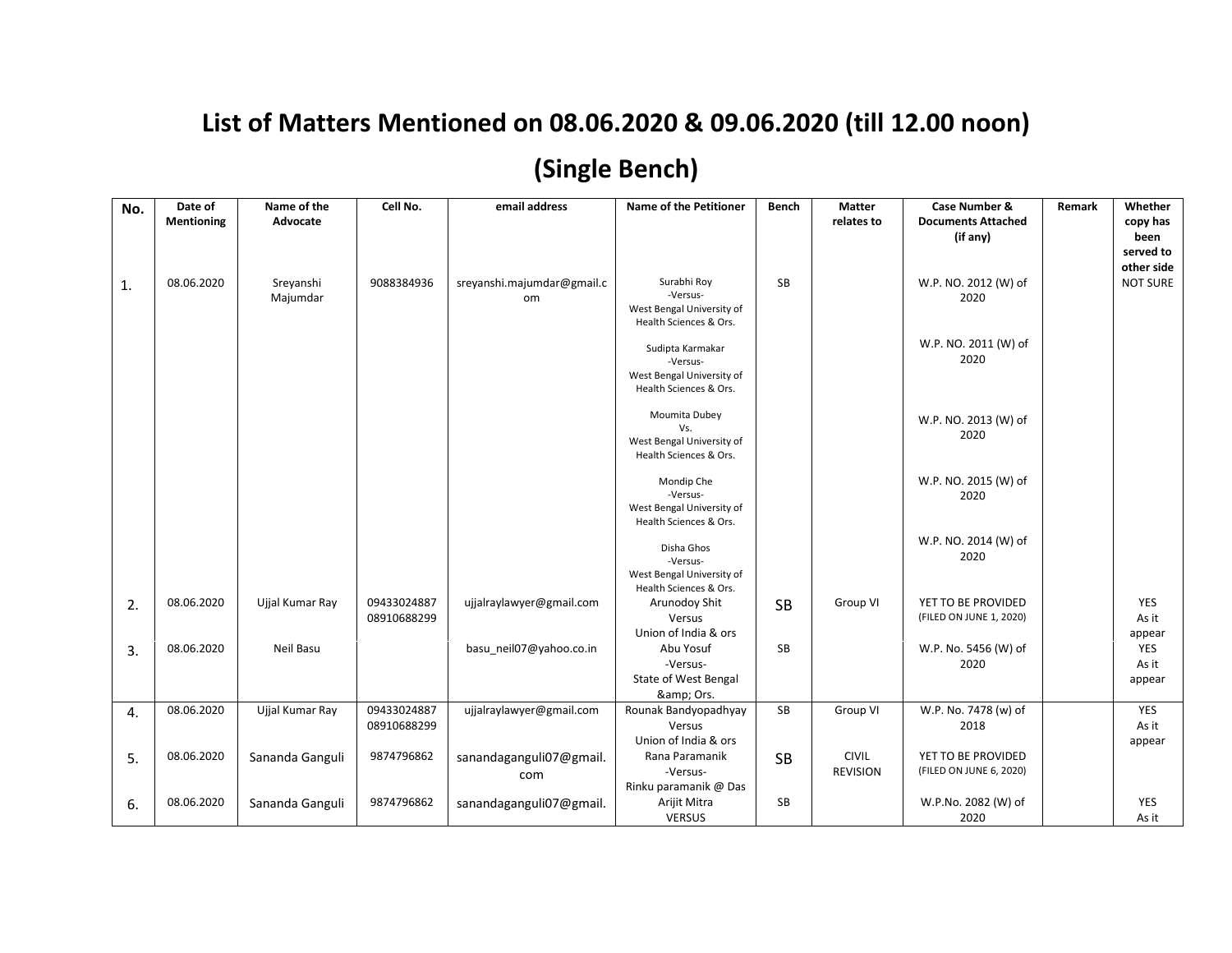# List of Matters Mentioned on 08.06.2020 & 09.06.2020 (till 12.00 noon)

## (Single Bench)

| No. | Date of Mentioning | Name of the Advocate | Cell No. | email address | Name of the Petitioner | Bench | Matter relates to | Case Number & Documents Attached (if any) | Remark | Whether copy has been served to other side |
|---|---|---|---|---|---|---|---|---|---|---|
| 1. | 08.06.2020 | Sreyanshi Majumdar | 9088384936 | sreyanshi.majumdar@gmail.com | Surabhi Roy -Versus- West Bengal University of Health Sciences & Ors.<br><br>Sudipta Karmakar -Versus- West Bengal University of Health Sciences & Ors.<br><br>Moumita Dubey Vs. West Bengal University of Health Sciences & Ors.<br><br>Mondip Che -Versus- West Bengal University of Health Sciences & Ors.<br><br>Disha Ghos -Versus- West Bengal University of Health Sciences & Ors. | SB | | W.P. NO. 2012 (W) of 2020<br><br>W.P. NO. 2011 (W) of 2020<br><br>W.P. NO. 2013 (W) of 2020<br><br>W.P. NO. 2015 (W) of 2020<br><br>W.P. NO. 2014 (W) of 2020 | | NOT SURE |
| 2. | 08.06.2020 | Ujjal Kumar Ray | 09433024887 08910688299 | ujjalraylawyer@gmail.com | Arunodoy Shit Versus Union of India & ors | SB | Group VI | YET TO BE PROVIDED (FILED ON JUNE 1, 2020) | | YES As it appear |
| 3. | 08.06.2020 | Neil Basu | | basu_neil07@yahoo.co.in | Abu Yosuf -Versus- State of West Bengal &amp; Ors. | SB | | W.P. No. 5456 (W) of 2020 | | YES As it appear |
| 4. | 08.06.2020 | Ujjal Kumar Ray | 09433024887 08910688299 | ujjalraylawyer@gmail.com | Rounak Bandyopadhyay Versus Union of India & ors | SB | Group VI | W.P. No. 7478 (w) of 2018 | | YES As it appear |
| 5. | 08.06.2020 | Sananda Ganguli | 9874796862 | sanandaganguli07@gmail.com | Rana Paramanik -Versus- Rinku paramanik @ Das | SB | CIVIL REVISION | YET TO BE PROVIDED (FILED ON JUNE 6, 2020) | | |
| 6. | 08.06.2020 | Sananda Ganguli | 9874796862 | sanandaganguli07@gmail. | Arijit Mitra VERSUS | SB | | W.P.No. 2082 (W) of 2020 | | YES As it |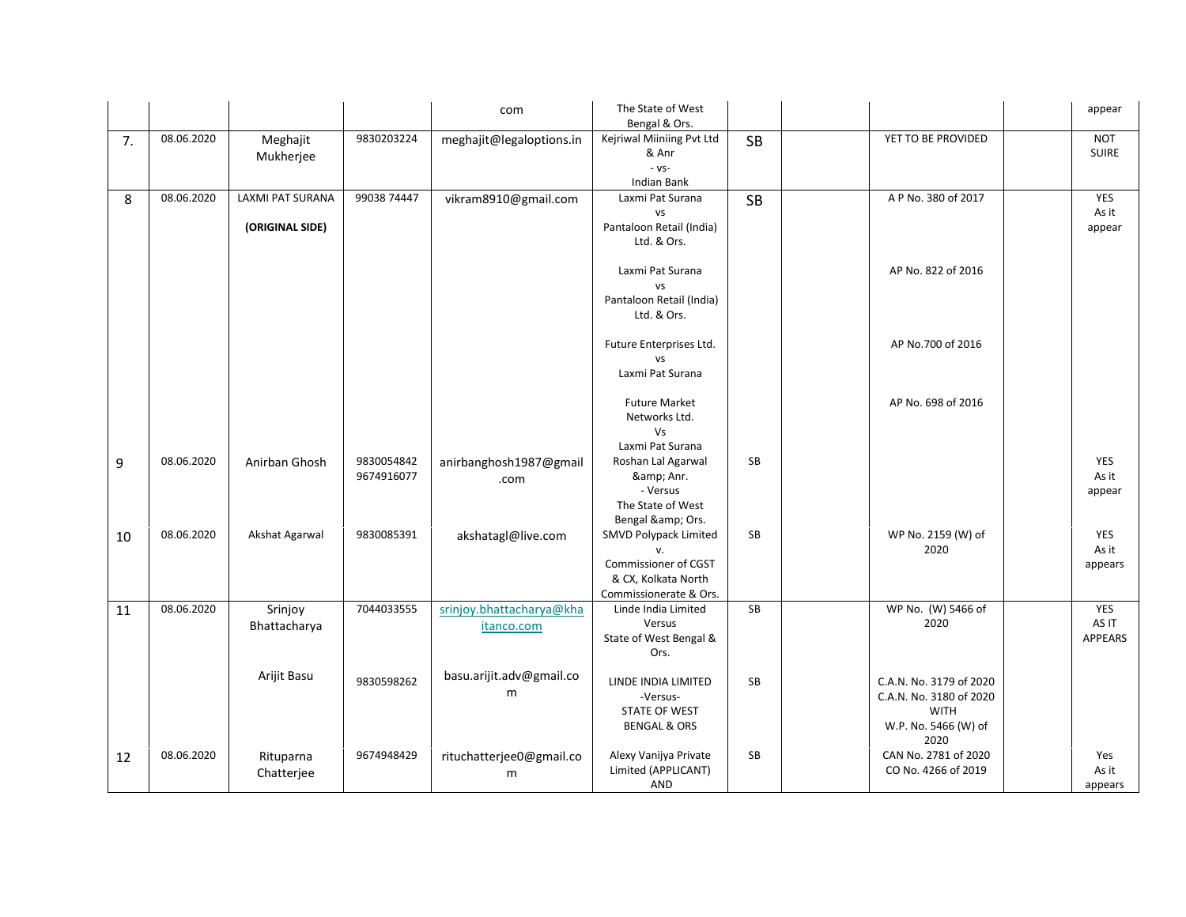| | | | | | | | | | | |
|---|---|---|---|---|---|---|---|---|---|---|
| | | | | com | The State of West Bengal & Ors. | | | | | appear |
| 7. | 08.06.2020 | Meghajit Mukherjee | 9830203224 | meghajit@legaloptions.in | Kejriwal Miiniing Pvt Ltd & Anr - vs- Indian Bank | SB | | YET TO BE PROVIDED | | NOT SUIRE |
| 8 | 08.06.2020 | LAXMI PAT SURANA **(ORIGINAL SIDE)** | 99038 74447 | vikram8910@gmail.com | Laxmi Pat Surana vs Pantaloon Retail (India) Ltd. & Ors.<br><br>Laxmi Pat Surana vs Pantaloon Retail (India) Ltd. & Ors.<br><br>Future Enterprises Ltd. vs Laxmi Pat Surana<br><br>Future Market Networks Ltd. Vs Laxmi Pat Surana | SB | | A P No. 380 of 2017<br><br>AP No. 822 of 2016<br><br>AP No.700 of 2016<br><br>AP No. 698 of 2016 | | YES As it appear |
| 9 | 08.06.2020 | Anirban Ghosh | 9830054842 9674916077 | anirbanghosh1987@gmail.com | Roshan Lal Agarwal &amp; Anr. - Versus The State of West Bengal &amp; Ors. | SB | | | | YES As it appear |
| 10 | 08.06.2020 | Akshat Agarwal | 9830085391 | akshatagl@live.com | SMVD Polypack Limited v. Commissioner of CGST & CX, Kolkata North Commissionerate & Ors. | SB | | WP No. 2159 (W) of 2020 | | YES As it appears |
| 11 | 08.06.2020 | Srinjoy Bhattacharya<br><br>Arijit Basu | 7044033555<br><br>9830598262 | srinjoy.bhattacharya@khaitanco.com<br><br>basu.arijit.adv@gmail.com | Linde India Limited Versus State of West Bengal & Ors.<br><br>LINDE INDIA LIMITED -Versus- STATE OF WEST BENGAL & ORS | SB<br><br>SB | | WP No. (W) 5466 of 2020<br><br>C.A.N. No. 3179 of 2020 C.A.N. No. 3180 of 2020 WITH W.P. No. 5466 (W) of 2020 | | YES AS IT APPEARS |
| 12 | 08.06.2020 | Rituparna Chatterjee | 9674948429 | rituchatterjee0@gmail.com | Alexy Vanijya Private Limited (APPLICANT) AND | SB | | CAN No. 2781 of 2020 CO No. 4266 of 2019 | | Yes As it appears |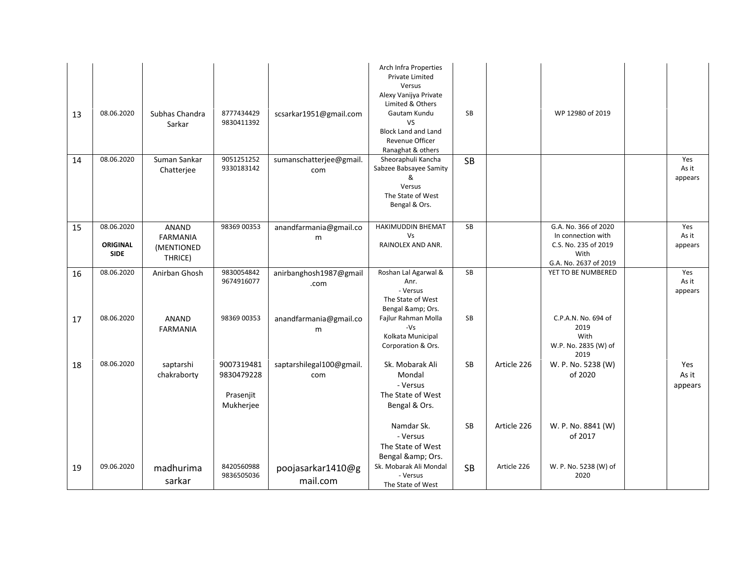| | | | | | | | | | | |
|---|---|---|---|---|---|---|---|---|---|---|
| 13 | 08.06.2020 | Subhas Chandra Sarkar | 8777434429 9830411392 | scsarkar1951@gmail.com | Arch Infra Properties Private Limited Versus Alexy Vanijya Private Limited & Others Gautam Kundu VS Block Land and Land Revenue Officer Ranaghat & others | SB | | WP 12980 of 2019 | | |
| 14 | 08.06.2020 | Suman Sankar Chatterjee | 9051251252 9330183142 | sumanschatterjee@gmail.com | Sheoraphuli Kancha Sabzee Babsayee Samity & Versus The State of West Bengal & Ors. | SB | | | | Yes As it appears |
| 15 | 08.06.2020 **ORIGINAL SIDE** | ANAND FARMANIA (MENTIONED THRICE) | 98369 00353 | anandfarmania@gmail.com | HAKIMUDDIN BHEMAT Vs RAINOLEX AND ANR. | SB | | G.A. No. 366 of 2020 In connection with C.S. No. 235 of 2019 With G.A. No. 2637 of 2019 | | Yes As it appears |
| 16 | 08.06.2020 | Anirban Ghosh | 9830054842 9674916077 | anirbanghosh1987@gmail.com | Roshan Lal Agarwal & Anr. - Versus The State of West Bengal &amp; Ors. | SB | | YET TO BE NUMBERED | | Yes As it appears |
| 17 | 08.06.2020 | ANAND FARMANIA | 98369 00353 | anandfarmania@gmail.com | Fajlur Rahman Molla -Vs Kolkata Municipal Corporation & Ors. | SB | | C.P.A.N. No. 694 of 2019 With W.P. No. 2835 (W) of 2019 | | |
| 18 | 08.06.2020 | saptarshi chakraborty | 9007319481 9830479228 Prasenjit Mukherjee | saptarshilegal100@gmail.com | Sk. Mobarak Ali Mondal - Versus The State of West Bengal & Ors. | SB | Article 226 | W. P. No. 5238 (W) of 2020 | | Yes As it appears |
| | | | | | Namdar Sk. - Versus The State of West Bengal &amp; Ors. | SB | Article 226 | W. P. No. 8841 (W) of 2017 | | |
| 19 | 09.06.2020 | madhurima sarkar | 8420560988 9836505036 | poojasarkar1410@gmail.com | Sk. Mobarak Ali Mondal - Versus The State of West | SB | Article 226 | W. P. No. 5238 (W) of 2020 | | |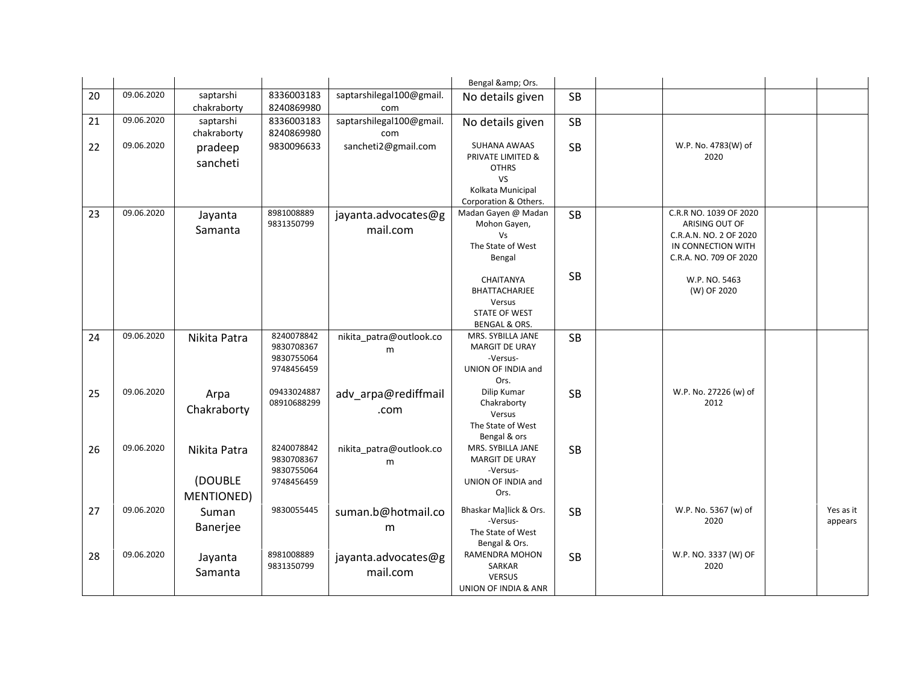| | | | | | | | | | | |
|---|---|---|---|---|---|---|---|---|---|---|
| | | | | | Bengal &amp; Ors. | | | | | |
| 20 | 09.06.2020 | saptarshi chakraborty | 8336003183 8240869980 | saptarshilegal100@gmail.com | No details given | SB | | | | |
| 21 | 09.06.2020 | saptarshi chakraborty | 8336003183 8240869980 | saptarshilegal100@gmail.com | No details given | SB | | | | |
| 22 | 09.06.2020 | pradeep sancheti | 9830096633 | sancheti2@gmail.com | SUHANA AWAAS PRIVATE LIMITED & OTHRS VS Kolkata Municipal Corporation & Others. | SB | | W.P. No. 4783(W) of 2020 | | |
| 23 | 09.06.2020 | Jayanta Samanta | 8981008889 9831350799 | jayanta.advocates@gmail.com | Madan Gayen @ Madan Mohon Gayen, Vs The State of West Bengal<br><br>CHAITANYA BHATTACHARJEE Versus STATE OF WEST BENGAL & ORS. | SB<br><br>SB | | C.R.R NO. 1039 OF 2020 ARISING OUT OF C.R.A.N. NO. 2 OF 2020 IN CONNECTION WITH C.R.A. NO. 709 OF 2020<br><br>W.P. NO. 5463 (W) OF 2020 | | |
| 24 | 09.06.2020 | Nikita Patra | 8240078842 9830708367 9830755064 9748456459 | nikita_patra@outlook.com | MRS. SYBILLA JANE MARGIT DE URAY -Versus- UNION OF INDIA and Ors. | SB | | | | |
| 25 | 09.06.2020 | Arpa Chakraborty | 09433024887 08910688299 | adv_arpa@rediffmail.com | Dilip Kumar Chakraborty Versus The State of West Bengal & ors | SB | | W.P. No. 27226 (w) of 2012 | | |
| 26 | 09.06.2020 | Nikita Patra<br><br>(DOUBLE MENTIONED) | 8240078842 9830708367 9830755064 9748456459 | nikita_patra@outlook.com | MRS. SYBILLA JANE MARGIT DE URAY -Versus- UNION OF INDIA and Ors. | SB | | | | |
| 27 | 09.06.2020 | Suman Banerjee | 9830055445 | suman.b@hotmail.com | Bhaskar Ma]lick & Ors. -Versus- The State of West Bengal & Ors. | SB | | W.P. No. 5367 (w) of 2020 | | Yes as it appears |
| 28 | 09.06.2020 | Jayanta Samanta | 8981008889 9831350799 | jayanta.advocates@gmail.com | RAMENDRA MOHON SARKAR VERSUS UNION OF INDIA & ANR | SB | | W.P. NO. 3337 (W) OF 2020 | | |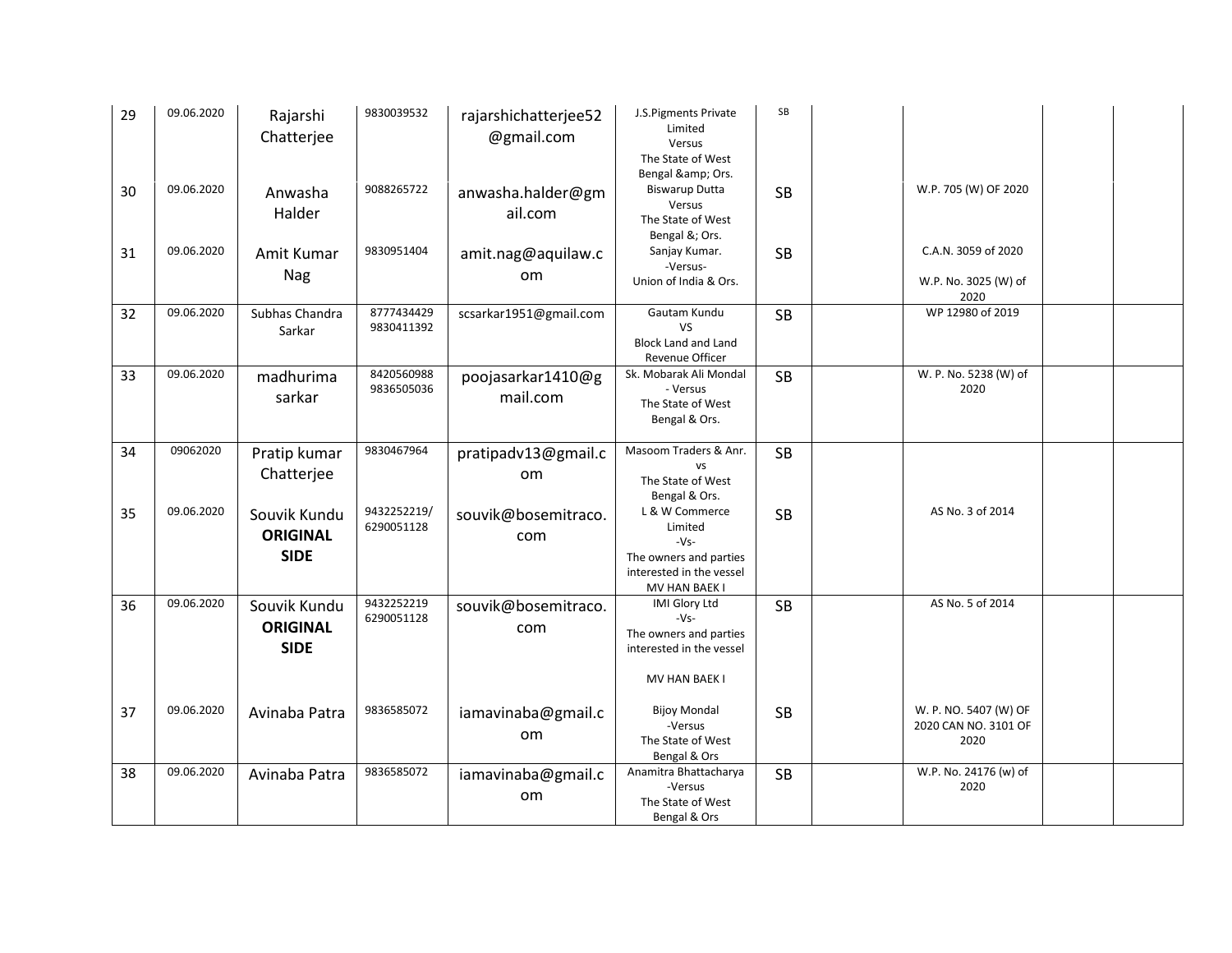| | | | | | | | | | | |
|---|---|---|---|---|---|---|---|---|---|---|
| 29 | 09.06.2020 | Rajarshi Chatterjee | 9830039532 | rajarshichatterjee52@gmail.com | J.S.Pigments Private Limited Versus The State of West Bengal &amp; Ors. | SB | | | | |
| 30 | 09.06.2020 | Anwasha Halder | 9088265722 | anwasha.halder@gmail.com | Biswarup Dutta Versus The State of West Bengal &; Ors. | SB | | W.P. 705 (W) OF 2020 | | |
| 31 | 09.06.2020 | Amit Kumar Nag | 9830951404 | amit.nag@aquilaw.com | Sanjay Kumar. -Versus- Union of India & Ors. | SB | | C.A.N. 3059 of 2020 W.P. No. 3025 (W) of 2020 | | |
| 32 | 09.06.2020 | Subhas Chandra Sarkar | 8777434429 9830411392 | scsarkar1951@gmail.com | Gautam Kundu VS Block Land and Land Revenue Officer | SB | | WP 12980 of 2019 | | |
| 33 | 09.06.2020 | madhurima sarkar | 8420560988 9836505036 | poojasarkar1410@gmail.com | Sk. Mobarak Ali Mondal - Versus The State of West Bengal & Ors. | SB | | W. P. No. 5238 (W) of 2020 | | |
| 34 | 09062020 | Pratip kumar Chatterjee | 9830467964 | pratipadv13@gmail.com | Masoom Traders & Anr. vs The State of West Bengal & Ors. | SB | | | | |
| 35 | 09.06.2020 | Souvik Kundu **ORIGINAL SIDE** | 9432252219/ 6290051128 | souvik@bosemitraco.com | L & W Commerce Limited -Vs- The owners and parties interested in the vessel MV HAN BAEK I | SB | | AS No. 3 of 2014 | | |
| 36 | 09.06.2020 | Souvik Kundu **ORIGINAL SIDE** | 9432252219 6290051128 | souvik@bosemitraco.com | IMI Glory Ltd -Vs- The owners and parties interested in the vessel MV HAN BAEK I | SB | | AS No. 5 of 2014 | | |
| 37 | 09.06.2020 | Avinaba Patra | 9836585072 | iamavinaba@gmail.com | Bijoy Mondal -Versus The State of West Bengal & Ors | SB | | W. P. NO. 5407 (W) OF 2020 CAN NO. 3101 OF 2020 | | |
| 38 | 09.06.2020 | Avinaba Patra | 9836585072 | iamavinaba@gmail.com | Anamitra Bhattacharya -Versus The State of West Bengal & Ors | SB | | W.P. No. 24176 (w) of 2020 | | |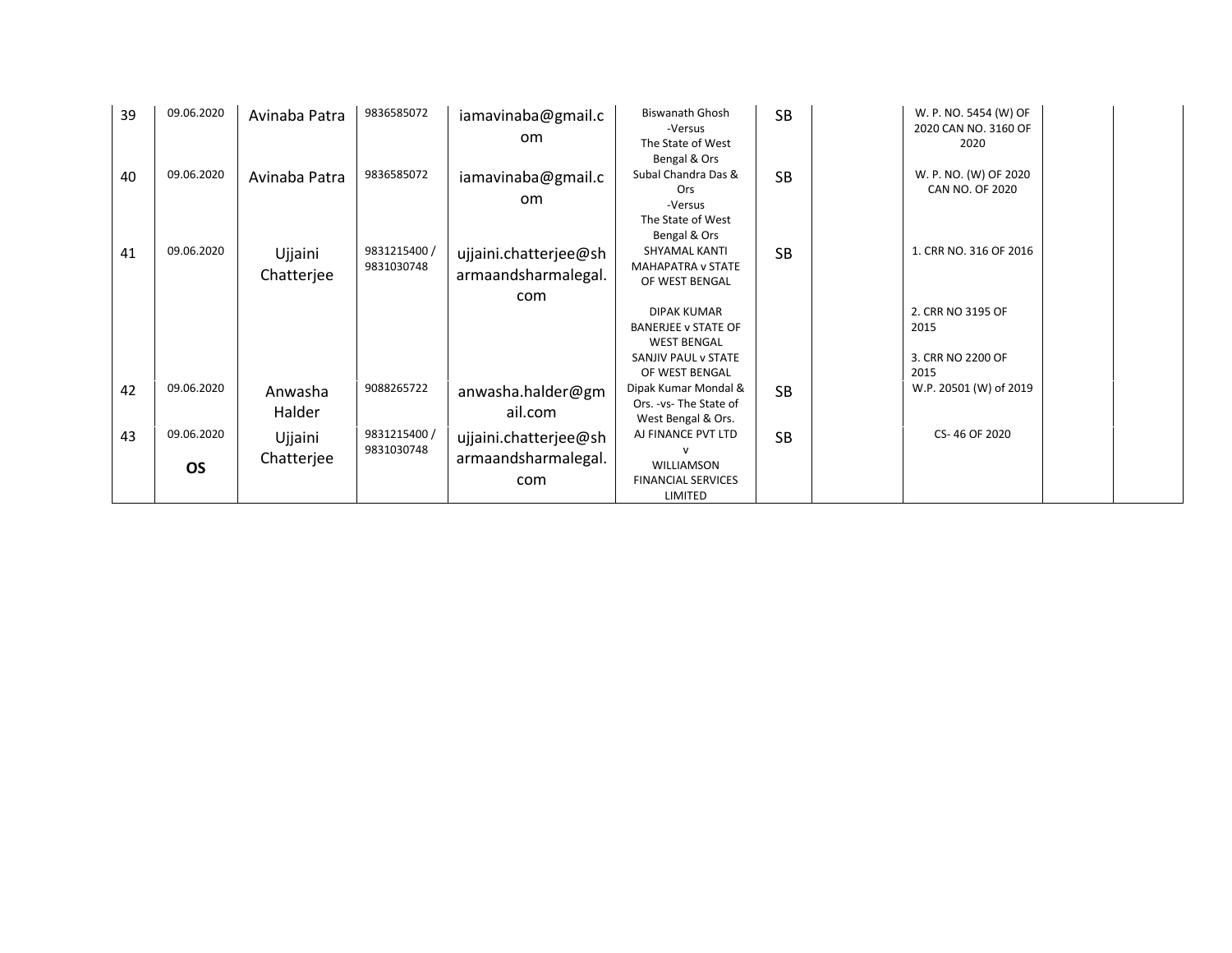| | | | | | | | | | | | |
|---|---|---|---|---|---|---|---|---|---|---|---|
| 39 | 09.06.2020 | Avinaba Patra | 9836585072 | iamavinaba@gmail.com | Biswanath Ghosh -Versus The State of West Bengal & Ors | SB | | W. P. NO. 5454 (W) OF 2020 CAN NO. 3160 OF 2020 | | |
| 40 | 09.06.2020 | Avinaba Patra | 9836585072 | iamavinaba@gmail.com | Subal Chandra Das & Ors -Versus The State of West Bengal & Ors | SB | | W. P. NO. (W) OF 2020 CAN NO. OF 2020 | | |
| 41 | 09.06.2020 | Ujjaini Chatterjee | 9831215400 / 9831030748 | ujjaini.chatterjee@sharmaandsharmalegal.com | SHYAMAL KANTI MAHAPATRA v STATE OF WEST BENGAL | SB | | 1. CRR NO. 316 OF 2016 | | |
| | | | | | DIPAK KUMAR BANERJEE v STATE OF WEST BENGAL | | | 2. CRR NO 3195 OF 2015 | | |
| | | | | | SANJIV PAUL v STATE OF WEST BENGAL | | | 3. CRR NO 2200 OF 2015 | | |
| 42 | 09.06.2020 | Anwasha Halder | 9088265722 | anwasha.halder@gmail.com | Dipak Kumar Mondal & Ors. -vs- The State of West Bengal & Ors. | SB | | W.P. 20501 (W) of 2019 | | |
| 43 | 09.06.2020 **OS** | Ujjaini Chatterjee | 9831215400 / 9831030748 | ujjaini.chatterjee@sharmaandsharmalegal.com | AJ FINANCE PVT LTD v WILLIAMSON FINANCIAL SERVICES LIMITED | SB | | CS- 46 OF 2020 | | |